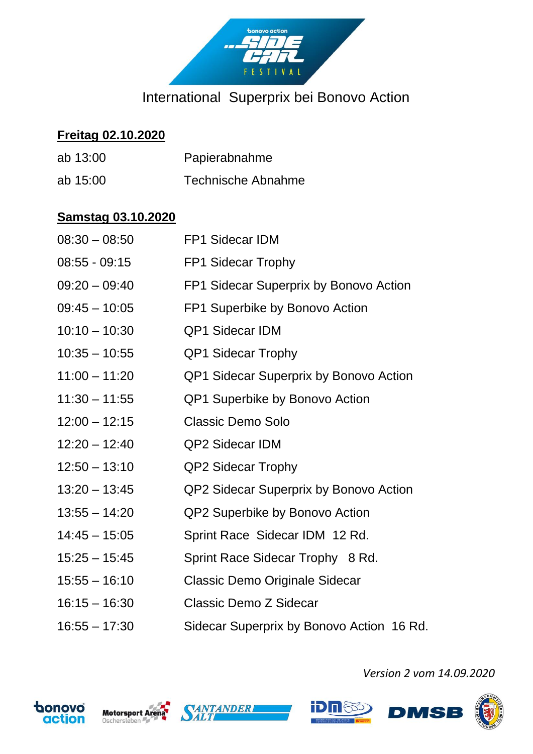International Superprix bei Bonovo Action

**Freitag 02.10.2020**

| | |
|---|---|
| ab 13:00 | Papierabnahme |
| ab 15:00 | Technische Abnahme |

**Samstag 03.10.2020**

| | |
|---|---|
| 08:30 – 08:50 | FP1 Sidecar IDM |
| 08:55 - 09:15 | FP1 Sidecar Trophy |
| 09:20 – 09:40 | FP1 Sidecar Superprix by Bonovo Action |
| 09:45 – 10:05 | FP1 Superbike by Bonovo Action |
| 10:10 – 10:30 | QP1 Sidecar IDM |
| 10:35 – 10:55 | QP1 Sidecar Trophy |
| 11:00 – 11:20 | QP1 Sidecar Superprix by Bonovo Action |
| 11:30 – 11:55 | QP1 Superbike by Bonovo Action |
| 12:00 – 12:15 | Classic Demo Solo |
| 12:20 – 12:40 | QP2 Sidecar IDM |
| 12:50 – 13:10 | QP2 Sidecar Trophy |
| 13:20 – 13:45 | QP2 Sidecar Superprix by Bonovo Action |
| 13:55 – 14:20 | QP2 Superbike by Bonovo Action |
| 14:45 – 15:05 | Sprint Race Sidecar IDM 12 Rd. |
| 15:25 – 15:45 | Sprint Race Sidecar Trophy 8 Rd. |
| 15:55 – 16:10 | Classic Demo Originale Sidecar |
| 16:15 – 16:30 | Classic Demo Z Sidecar |
| 16:55 – 17:30 | Sidecar Superprix by Bonovo Action 16 Rd. |

*Version 2 vom 14.09.2020*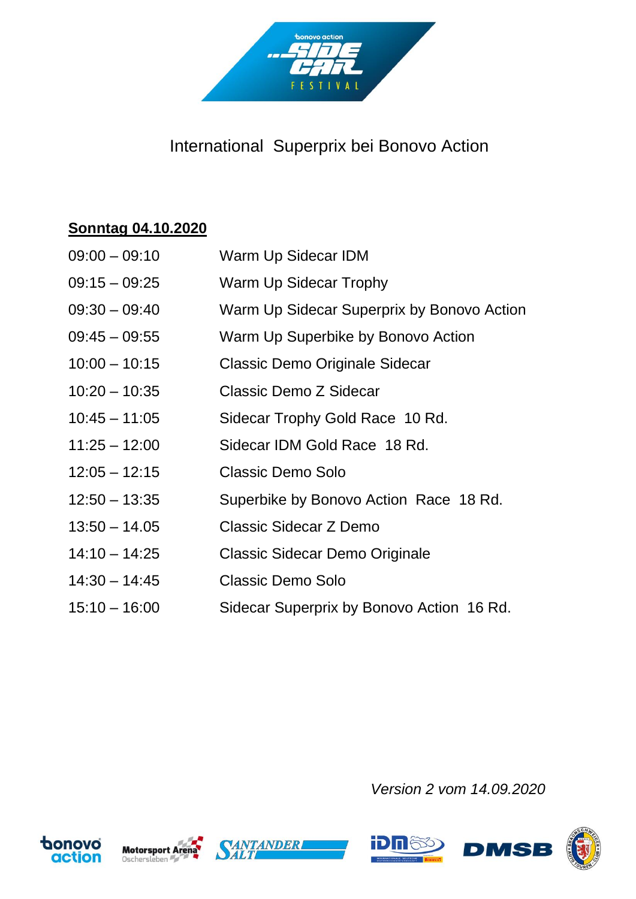# International Superprix bei Bonovo Action

**<u>Sonntag 04.10.2020</u>**

| | |
|---|---|
| 09:00 – 09:10 | Warm Up Sidecar IDM |
| 09:15 – 09:25 | Warm Up Sidecar Trophy |
| 09:30 – 09:40 | Warm Up Sidecar Superprix by Bonovo Action |
| 09:45 – 09:55 | Warm Up Superbike by Bonovo Action |
| 10:00 – 10:15 | Classic Demo Originale Sidecar |
| 10:20 – 10:35 | Classic Demo Z Sidecar |
| 10:45 – 11:05 | Sidecar Trophy Gold Race 10 Rd. |
| 11:25 – 12:00 | Sidecar IDM Gold Race 18 Rd. |
| 12:05 – 12:15 | Classic Demo Solo |
| 12:50 – 13:35 | Superbike by Bonovo Action Race 18 Rd. |
| 13:50 – 14.05 | Classic Sidecar Z Demo |
| 14:10 – 14:25 | Classic Sidecar Demo Originale |
| 14:30 – 14:45 | Classic Demo Solo |
| 15:10 – 16:00 | Sidecar Superprix by Bonovo Action 16 Rd. |

*Version 2 vom 14.09.2020*